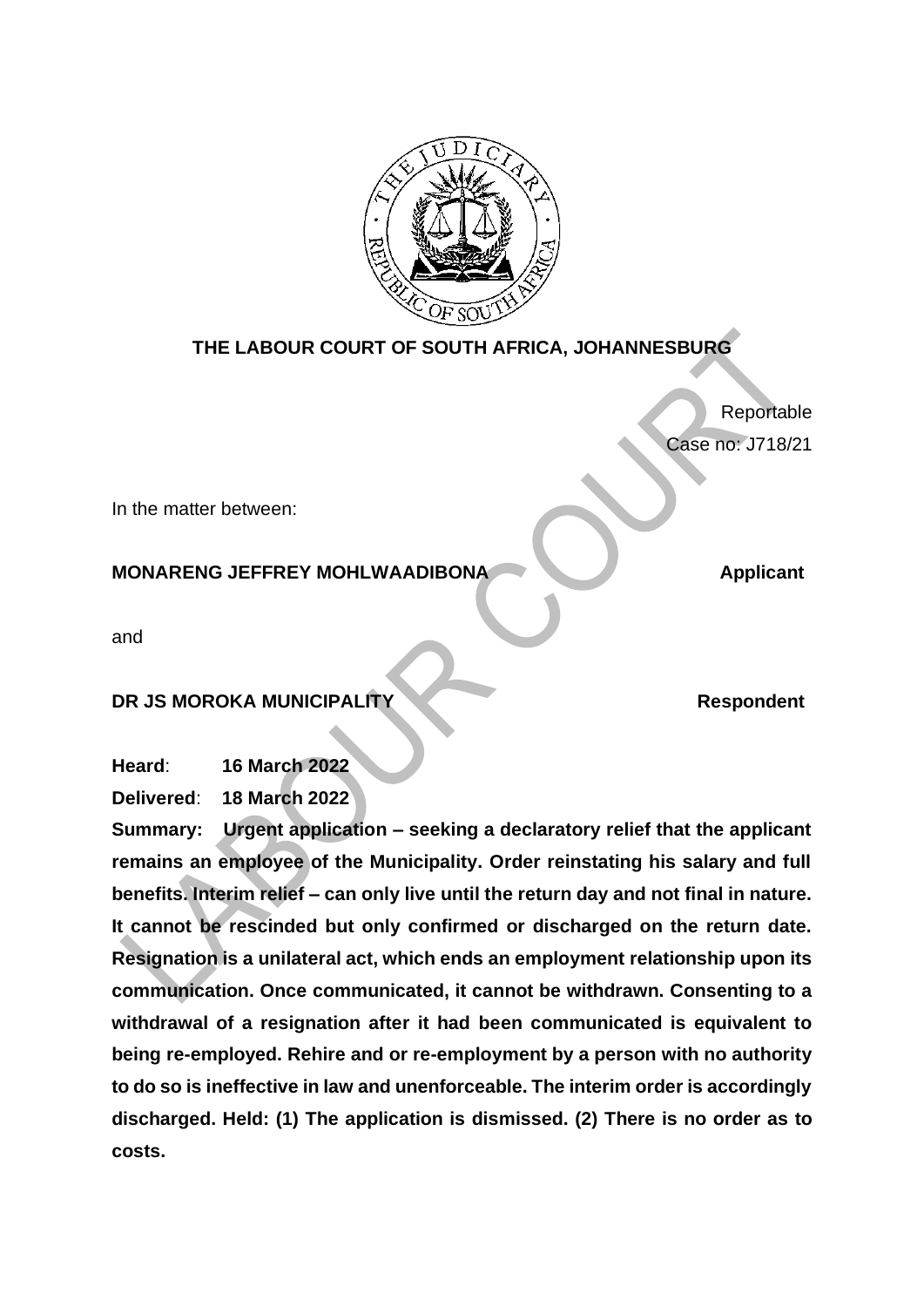**THE LABOUR COURT OF SOUTH AFRICA, JOHANNESBURG**

Reportable

Case no: J718/21

In the matter between:

**MONARENG JEFFREY MOHLWAADIBONA** **Applicant**

and

**DR JS MOROKA MUNICIPALITY** **Respondent**

**Heard**: **16 March 2022**

**Delivered**: **18 March 2022**

**Summary: Urgent application – seeking a declaratory relief that the applicant remains an employee of the Municipality. Order reinstating his salary and full benefits. Interim relief – can only live until the return day and not final in nature. It cannot be rescinded but only confirmed or discharged on the return date. Resignation is a unilateral act, which ends an employment relationship upon its communication. Once communicated, it cannot be withdrawn. Consenting to a withdrawal of a resignation after it had been communicated is equivalent to being re-employed. Rehire and or re-employment by a person with no authority to do so is ineffective in law and unenforceable. The interim order is accordingly discharged. Held: (1) The application is dismissed. (2) There is no order as to costs.**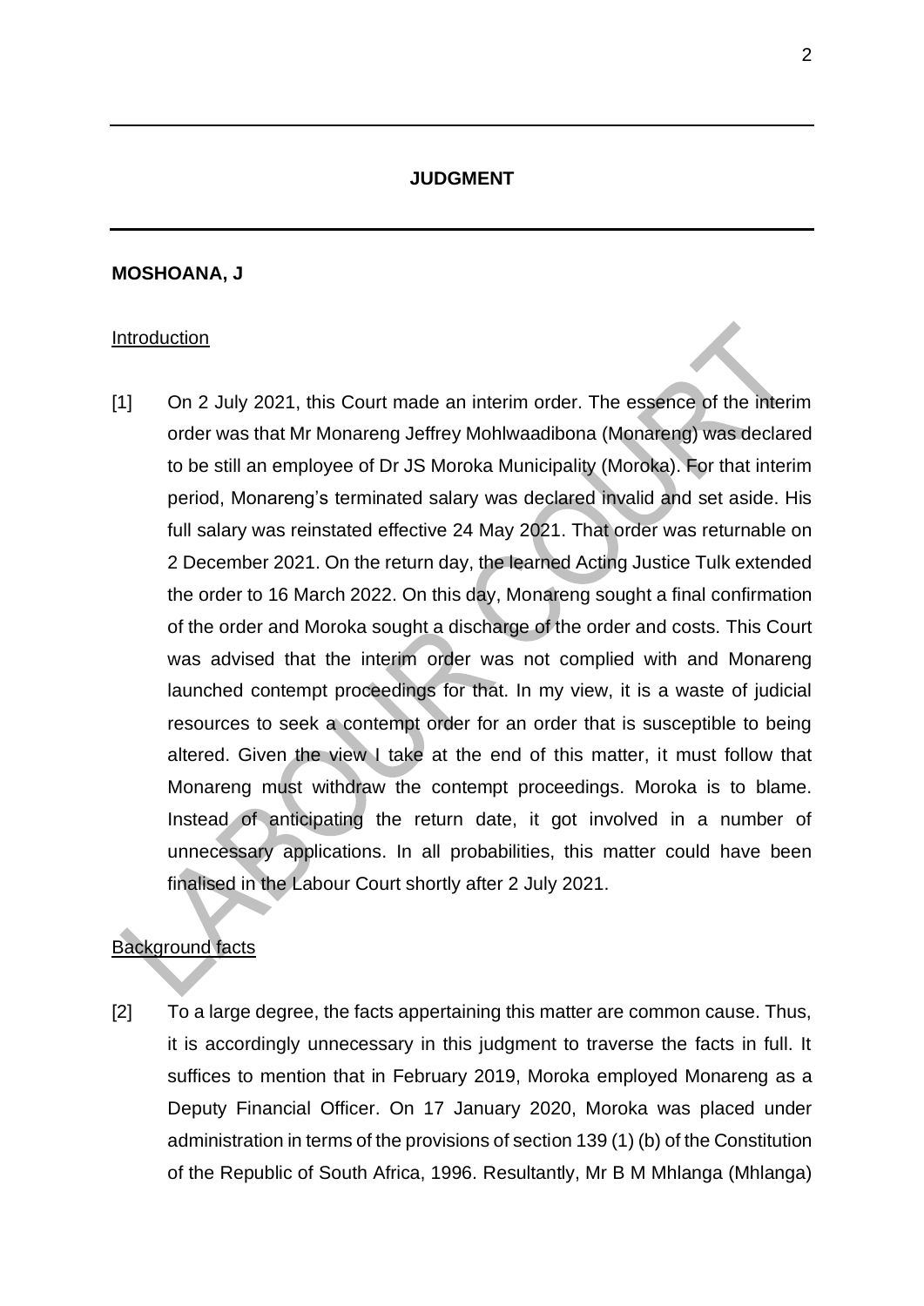## JUDGMENT

**MOSHOANA, J**

Introduction

[1] On 2 July 2021, this Court made an interim order. The essence of the interim order was that Mr Monareng Jeffrey Mohlwaadibona (Monareng) was declared to be still an employee of Dr JS Moroka Municipality (Moroka). For that interim period, Monareng's terminated salary was declared invalid and set aside. His full salary was reinstated effective 24 May 2021. That order was returnable on 2 December 2021. On the return day, the learned Acting Justice Tulk extended the order to 16 March 2022. On this day, Monareng sought a final confirmation of the order and Moroka sought a discharge of the order and costs. This Court was advised that the interim order was not complied with and Monareng launched contempt proceedings for that. In my view, it is a waste of judicial resources to seek a contempt order for an order that is susceptible to being altered. Given the view I take at the end of this matter, it must follow that Monareng must withdraw the contempt proceedings. Moroka is to blame. Instead of anticipating the return date, it got involved in a number of unnecessary applications. In all probabilities, this matter could have been finalised in the Labour Court shortly after 2 July 2021.

Background facts

[2] To a large degree, the facts appertaining this matter are common cause. Thus, it is accordingly unnecessary in this judgment to traverse the facts in full. It suffices to mention that in February 2019, Moroka employed Monareng as a Deputy Financial Officer. On 17 January 2020, Moroka was placed under administration in terms of the provisions of section 139 (1) (b) of the Constitution of the Republic of South Africa, 1996. Resultantly, Mr B M Mhlanga (Mhlanga)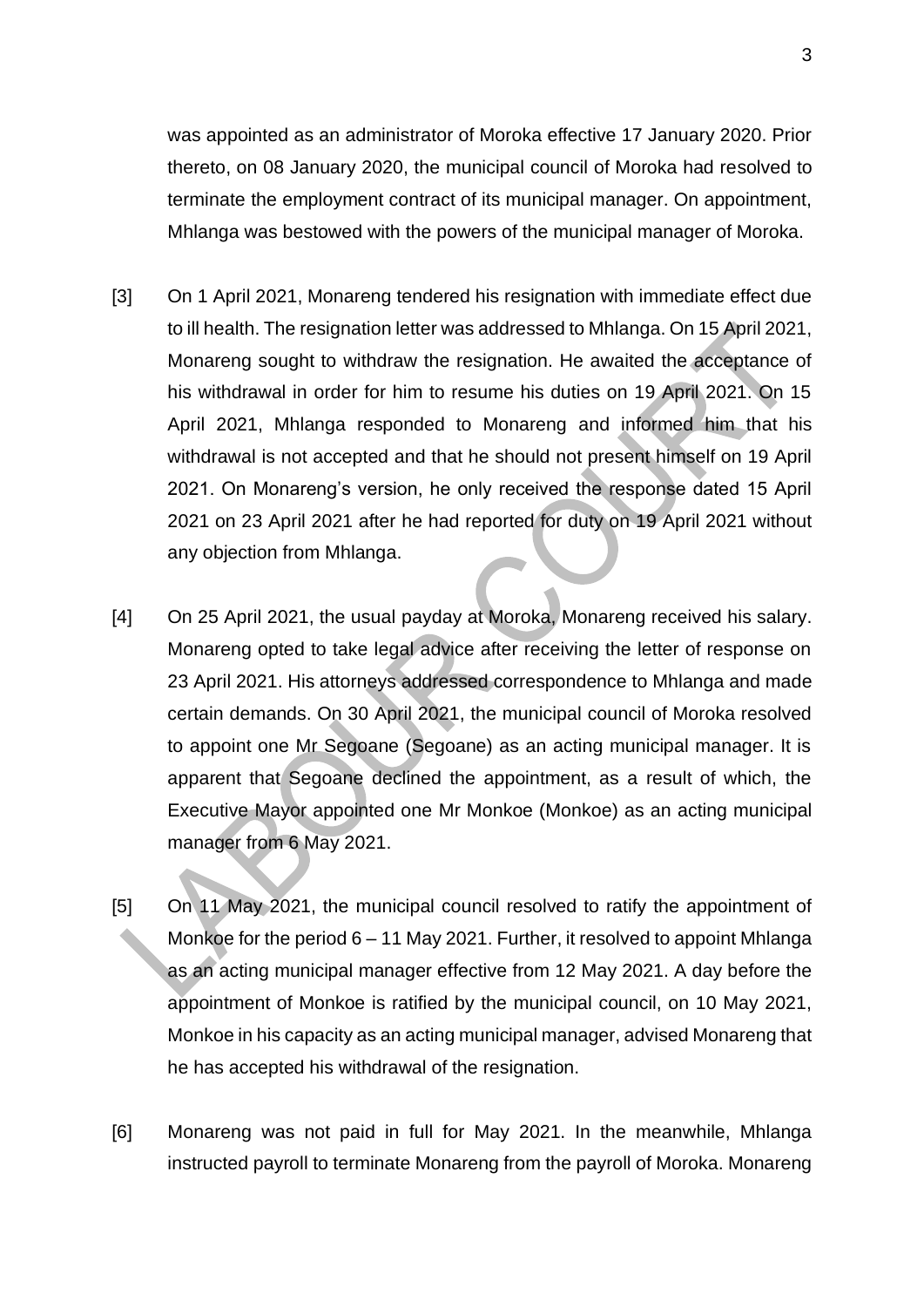was appointed as an administrator of Moroka effective 17 January 2020. Prior thereto, on 08 January 2020, the municipal council of Moroka had resolved to terminate the employment contract of its municipal manager. On appointment, Mhlanga was bestowed with the powers of the municipal manager of Moroka.

[3] On 1 April 2021, Monareng tendered his resignation with immediate effect due to ill health. The resignation letter was addressed to Mhlanga. On 15 April 2021, Monareng sought to withdraw the resignation. He awaited the acceptance of his withdrawal in order for him to resume his duties on 19 April 2021. On 15 April 2021, Mhlanga responded to Monareng and informed him that his withdrawal is not accepted and that he should not present himself on 19 April 2021. On Monareng's version, he only received the response dated 15 April 2021 on 23 April 2021 after he had reported for duty on 19 April 2021 without any objection from Mhlanga.

[4] On 25 April 2021, the usual payday at Moroka, Monareng received his salary. Monareng opted to take legal advice after receiving the letter of response on 23 April 2021. His attorneys addressed correspondence to Mhlanga and made certain demands. On 30 April 2021, the municipal council of Moroka resolved to appoint one Mr Segoane (Segoane) as an acting municipal manager. It is apparent that Segoane declined the appointment, as a result of which, the Executive Mayor appointed one Mr Monkoe (Monkoe) as an acting municipal manager from 6 May 2021.

[5] On 11 May 2021, the municipal council resolved to ratify the appointment of Monkoe for the period 6 – 11 May 2021. Further, it resolved to appoint Mhlanga as an acting municipal manager effective from 12 May 2021. A day before the appointment of Monkoe is ratified by the municipal council, on 10 May 2021, Monkoe in his capacity as an acting municipal manager, advised Monareng that he has accepted his withdrawal of the resignation.

[6] Monareng was not paid in full for May 2021. In the meanwhile, Mhlanga instructed payroll to terminate Monareng from the payroll of Moroka. Monareng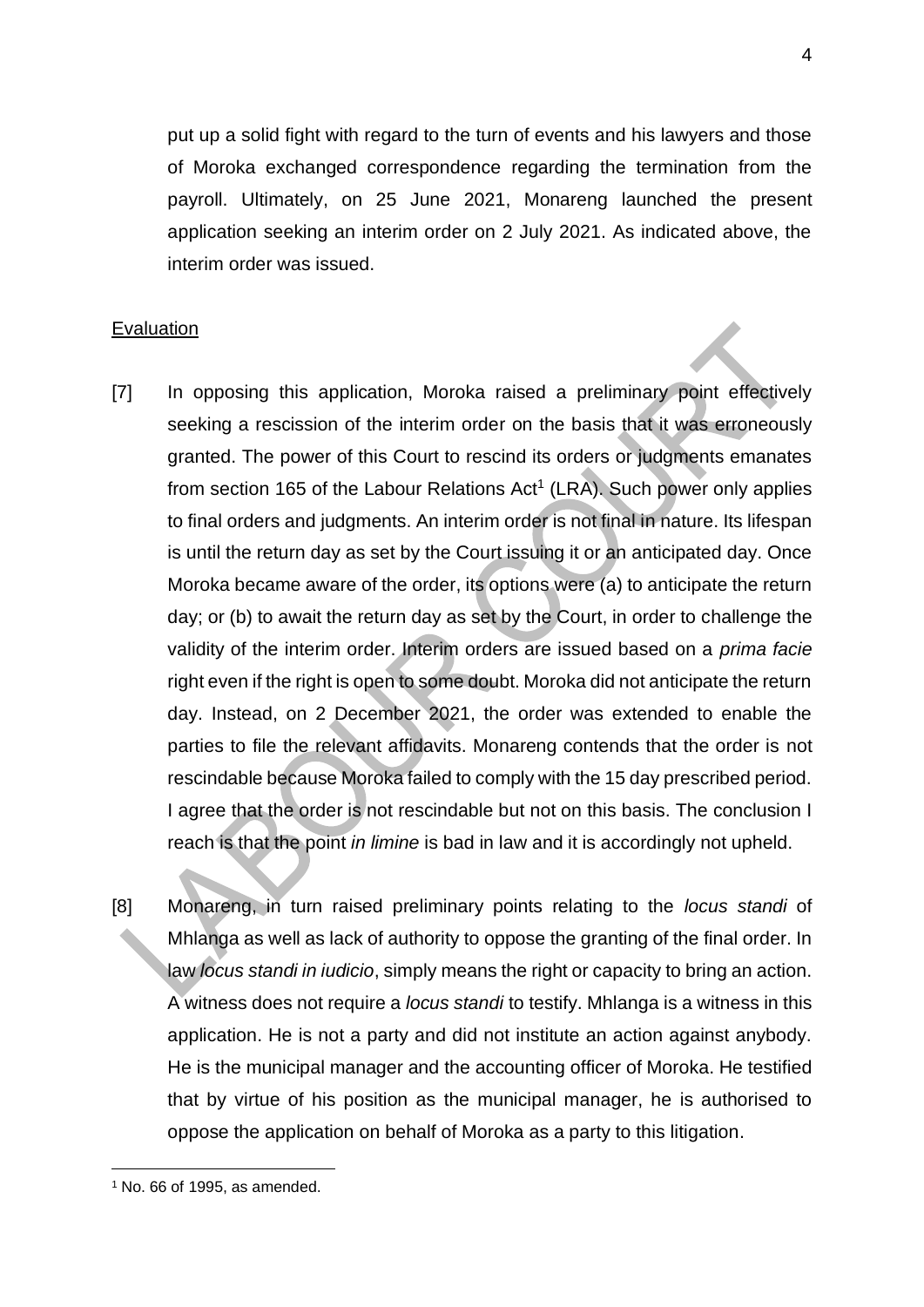put up a solid fight with regard to the turn of events and his lawyers and those of Moroka exchanged correspondence regarding the termination from the payroll. Ultimately, on 25 June 2021, Monareng launched the present application seeking an interim order on 2 July 2021. As indicated above, the interim order was issued.

## Evaluation

[7] In opposing this application, Moroka raised a preliminary point effectively seeking a rescission of the interim order on the basis that it was erroneously granted. The power of this Court to rescind its orders or judgments emanates from section 165 of the Labour Relations Act[1] (LRA). Such power only applies to final orders and judgments. An interim order is not final in nature. Its lifespan is until the return day as set by the Court issuing it or an anticipated day. Once Moroka became aware of the order, its options were (a) to anticipate the return day; or (b) to await the return day as set by the Court, in order to challenge the validity of the interim order. Interim orders are issued based on a *prima facie* right even if the right is open to some doubt. Moroka did not anticipate the return day. Instead, on 2 December 2021, the order was extended to enable the parties to file the relevant affidavits. Monareng contends that the order is not rescindable because Moroka failed to comply with the 15 day prescribed period. I agree that the order is not rescindable but not on this basis. The conclusion I reach is that the point *in limine* is bad in law and it is accordingly not upheld.

[8] Monareng, in turn raised preliminary points relating to the *locus standi* of Mhlanga as well as lack of authority to oppose the granting of the final order. In law *locus standi in iudicio*, simply means the right or capacity to bring an action. A witness does not require a *locus standi* to testify. Mhlanga is a witness in this application. He is not a party and did not institute an action against anybody. He is the municipal manager and the accounting officer of Moroka. He testified that by virtue of his position as the municipal manager, he is authorised to oppose the application on behalf of Moroka as a party to this litigation.

[1] No. 66 of 1995, as amended.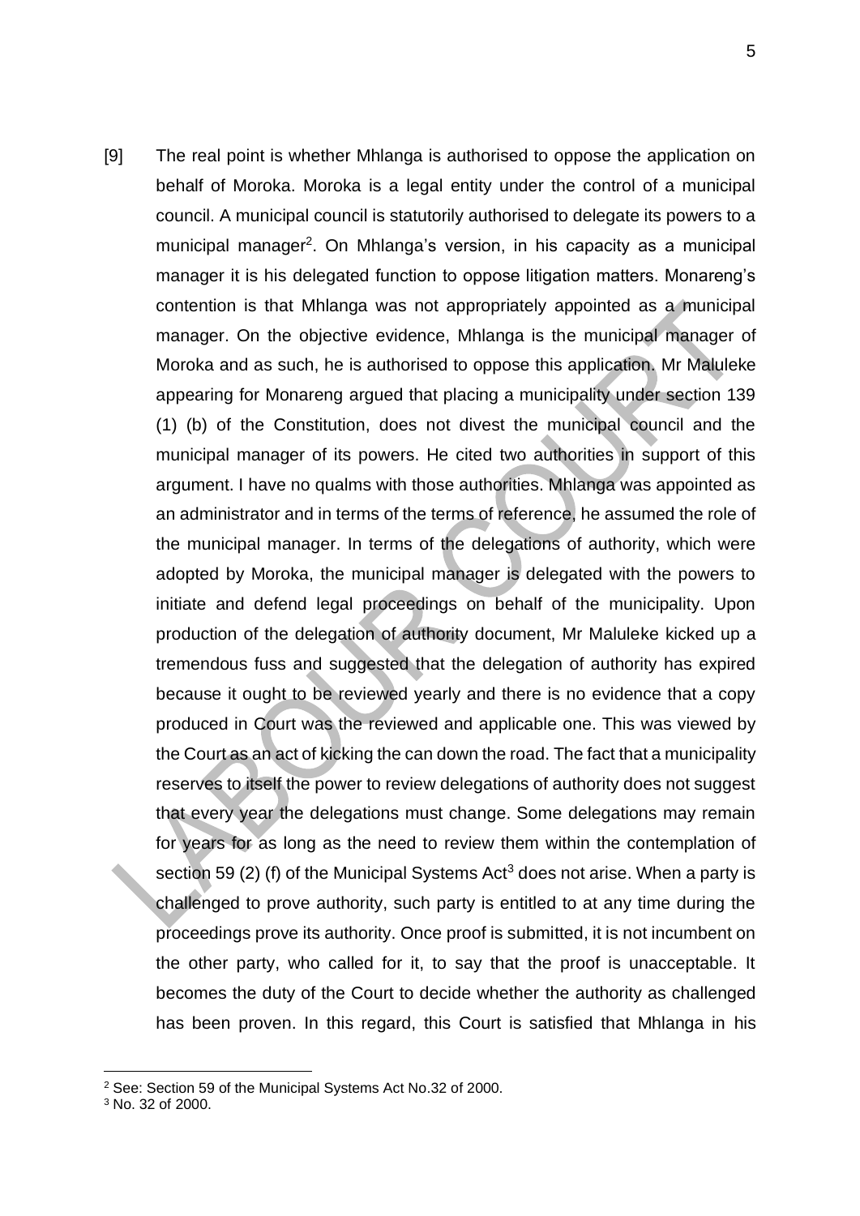[9] The real point is whether Mhlanga is authorised to oppose the application on behalf of Moroka. Moroka is a legal entity under the control of a municipal council. A municipal council is statutorily authorised to delegate its powers to a municipal manager[2]. On Mhlanga's version, in his capacity as a municipal manager it is his delegated function to oppose litigation matters. Monareng's contention is that Mhlanga was not appropriately appointed as a municipal manager. On the objective evidence, Mhlanga is the municipal manager of Moroka and as such, he is authorised to oppose this application. Mr Maluleke appearing for Monareng argued that placing a municipality under section 139 (1) (b) of the Constitution, does not divest the municipal council and the municipal manager of its powers. He cited two authorities in support of this argument. I have no qualms with those authorities. Mhlanga was appointed as an administrator and in terms of the terms of reference, he assumed the role of the municipal manager. In terms of the delegations of authority, which were adopted by Moroka, the municipal manager is delegated with the powers to initiate and defend legal proceedings on behalf of the municipality. Upon production of the delegation of authority document, Mr Maluleke kicked up a tremendous fuss and suggested that the delegation of authority has expired because it ought to be reviewed yearly and there is no evidence that a copy produced in Court was the reviewed and applicable one. This was viewed by the Court as an act of kicking the can down the road. The fact that a municipality reserves to itself the power to review delegations of authority does not suggest that every year the delegations must change. Some delegations may remain for years for as long as the need to review them within the contemplation of section 59 (2) (f) of the Municipal Systems Act[3] does not arise. When a party is challenged to prove authority, such party is entitled to at any time during the proceedings prove its authority. Once proof is submitted, it is not incumbent on the other party, who called for it, to say that the proof is unacceptable. It becomes the duty of the Court to decide whether the authority as challenged has been proven. In this regard, this Court is satisfied that Mhlanga in his

---

[2] See: Section 59 of the Municipal Systems Act No.32 of 2000.

[3] No. 32 of 2000.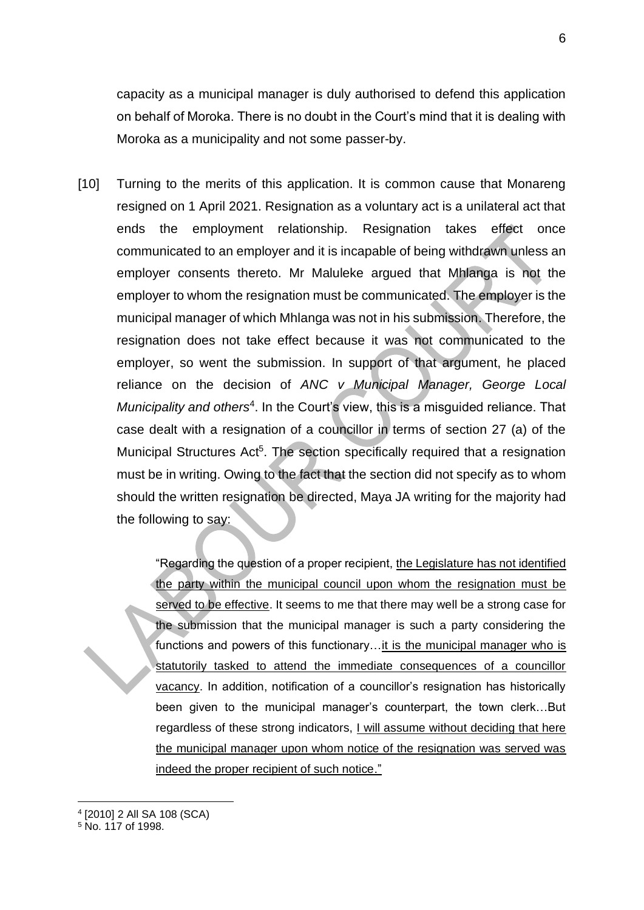capacity as a municipal manager is duly authorised to defend this application on behalf of Moroka. There is no doubt in the Court's mind that it is dealing with Moroka as a municipality and not some passer-by.

[10] Turning to the merits of this application. It is common cause that Monareng resigned on 1 April 2021. Resignation as a voluntary act is a unilateral act that ends the employment relationship. Resignation takes effect once communicated to an employer and it is incapable of being withdrawn unless an employer consents thereto. Mr Maluleke argued that Mhlanga is not the employer to whom the resignation must be communicated. The employer is the municipal manager of which Mhlanga was not in his submission. Therefore, the resignation does not take effect because it was not communicated to the employer, so went the submission. In support of that argument, he placed reliance on the decision of *ANC v Municipal Manager, George Local Municipality and others*[4]. In the Court's view, this is a misguided reliance. That case dealt with a resignation of a councillor in terms of section 27 (a) of the Municipal Structures Act[5]. The section specifically required that a resignation must be in writing. Owing to the fact that the section did not specify as to whom should the written resignation be directed, Maya JA writing for the majority had the following to say:

> "Regarding the question of a proper recipient, <u>the Legislature has not identified the party within the municipal council upon whom the resignation must be served to be effective</u>. It seems to me that there may well be a strong case for the submission that the municipal manager is such a party considering the functions and powers of this functionary…<u>it is the municipal manager who is statutorily tasked to attend the immediate consequences of a councillor vacancy</u>. In addition, notification of a councillor's resignation has historically been given to the municipal manager's counterpart, the town clerk…But regardless of these strong indicators, <u>I will assume without deciding that here the municipal manager upon whom notice of the resignation was served was indeed the proper recipient of such notice."</u>

---

[4] [2010] 2 All SA 108 (SCA)

[5] No. 117 of 1998.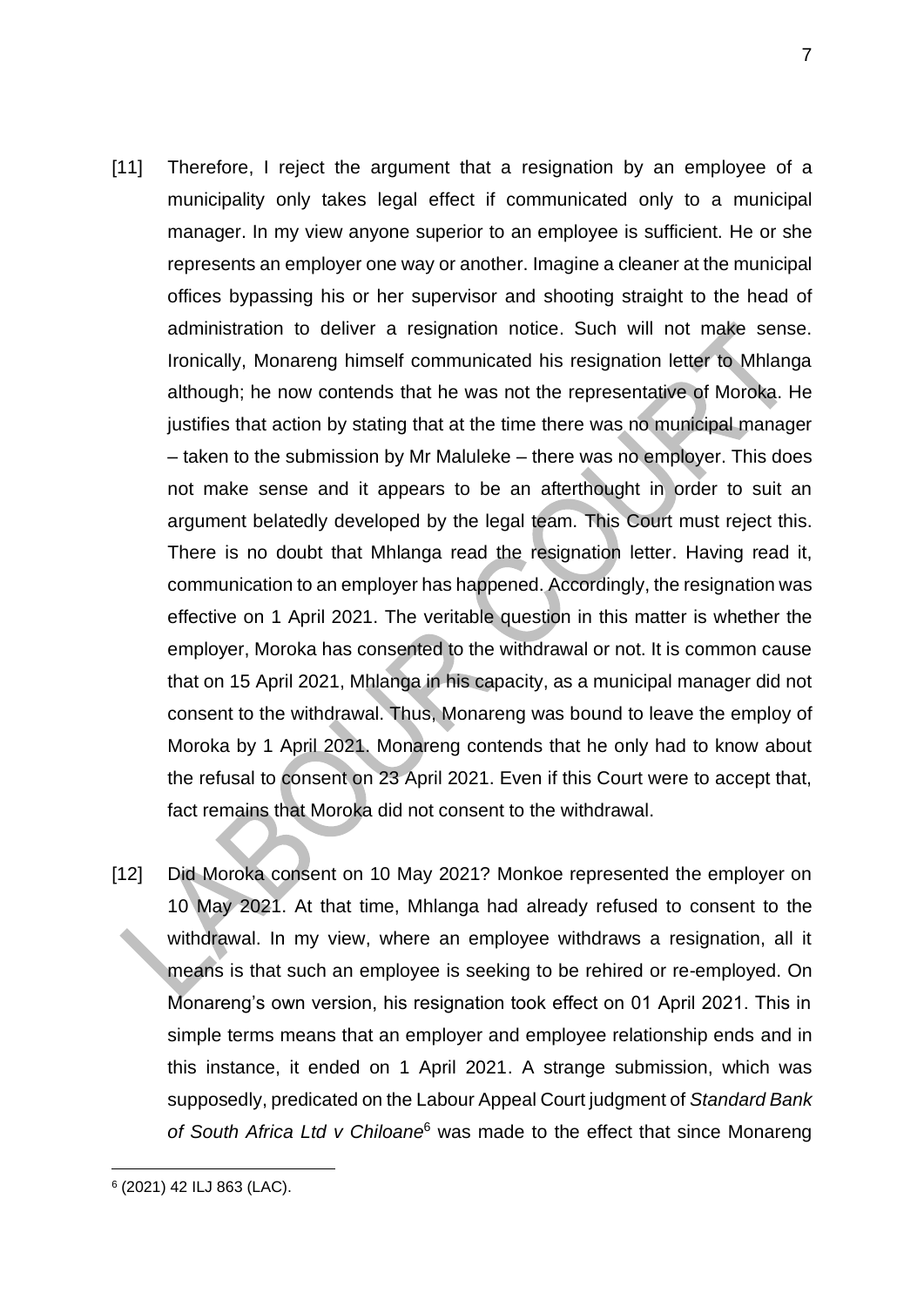[11] Therefore, I reject the argument that a resignation by an employee of a municipality only takes legal effect if communicated only to a municipal manager. In my view anyone superior to an employee is sufficient. He or she represents an employer one way or another. Imagine a cleaner at the municipal offices bypassing his or her supervisor and shooting straight to the head of administration to deliver a resignation notice. Such will not make sense. Ironically, Monareng himself communicated his resignation letter to Mhlanga although; he now contends that he was not the representative of Moroka. He justifies that action by stating that at the time there was no municipal manager – taken to the submission by Mr Maluleke – there was no employer. This does not make sense and it appears to be an afterthought in order to suit an argument belatedly developed by the legal team. This Court must reject this. There is no doubt that Mhlanga read the resignation letter. Having read it, communication to an employer has happened. Accordingly, the resignation was effective on 1 April 2021. The veritable question in this matter is whether the employer, Moroka has consented to the withdrawal or not. It is common cause that on 15 April 2021, Mhlanga in his capacity, as a municipal manager did not consent to the withdrawal. Thus, Monareng was bound to leave the employ of Moroka by 1 April 2021. Monareng contends that he only had to know about the refusal to consent on 23 April 2021. Even if this Court were to accept that, fact remains that Moroka did not consent to the withdrawal.

[12] Did Moroka consent on 10 May 2021? Monkoe represented the employer on 10 May 2021. At that time, Mhlanga had already refused to consent to the withdrawal. In my view, where an employee withdraws a resignation, all it means is that such an employee is seeking to be rehired or re-employed. On Monareng's own version, his resignation took effect on 01 April 2021. This in simple terms means that an employer and employee relationship ends and in this instance, it ended on 1 April 2021. A strange submission, which was supposedly, predicated on the Labour Appeal Court judgment of *Standard Bank of South Africa Ltd v Chiloane*[6] was made to the effect that since Monareng

---

[6] (2021) 42 ILJ 863 (LAC).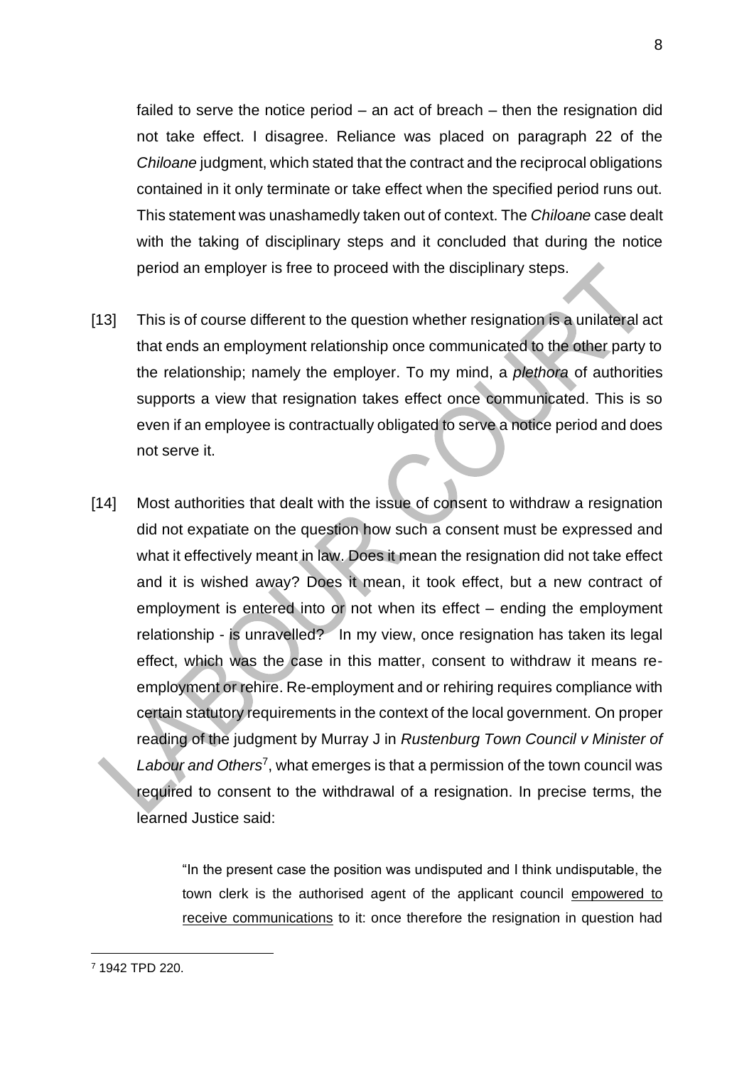failed to serve the notice period – an act of breach – then the resignation did not take effect. I disagree. Reliance was placed on paragraph 22 of the *Chiloane* judgment, which stated that the contract and the reciprocal obligations contained in it only terminate or take effect when the specified period runs out. This statement was unashamedly taken out of context. The *Chiloane* case dealt with the taking of disciplinary steps and it concluded that during the notice period an employer is free to proceed with the disciplinary steps.

[13] This is of course different to the question whether resignation is a unilateral act that ends an employment relationship once communicated to the other party to the relationship; namely the employer. To my mind, a *plethora* of authorities supports a view that resignation takes effect once communicated. This is so even if an employee is contractually obligated to serve a notice period and does not serve it.

[14] Most authorities that dealt with the issue of consent to withdraw a resignation did not expatiate on the question how such a consent must be expressed and what it effectively meant in law. Does it mean the resignation did not take effect and it is wished away? Does it mean, it took effect, but a new contract of employment is entered into or not when its effect – ending the employment relationship - is unravelled? In my view, once resignation has taken its legal effect, which was the case in this matter, consent to withdraw it means re-employment or rehire. Re-employment and or rehiring requires compliance with certain statutory requirements in the context of the local government. On proper reading of the judgment by Murray J in *Rustenburg Town Council v Minister of Labour and Others*[7], what emerges is that a permission of the town council was required to consent to the withdrawal of a resignation. In precise terms, the learned Justice said:

> "In the present case the position was undisputed and I think undisputable, the town clerk is the authorised agent of the applicant council <u>empowered to receive communications</u> to it: once therefore the resignation in question had

[7] 1942 TPD 220.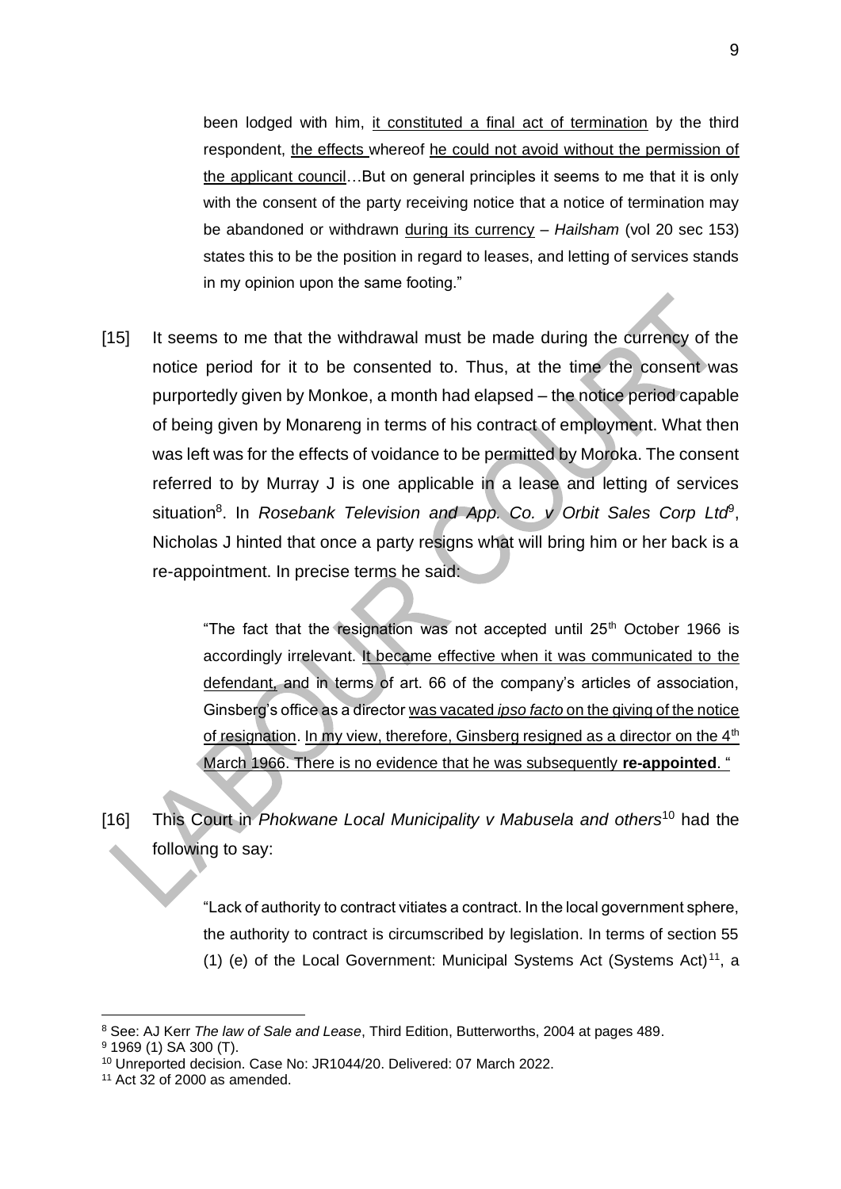> been lodged with him, <u>it constituted a final act of termination</u> by the third respondent, <u>the effects</u> whereof <u>he could not avoid without the permission of the applicant council</u>…But on general principles it seems to me that it is only with the consent of the party receiving notice that a notice of termination may be abandoned or withdrawn <u>during its currency</u> – *Hailsham* (vol 20 sec 153) states this to be the position in regard to leases, and letting of services stands in my opinion upon the same footing."

[15] It seems to me that the withdrawal must be made during the currency of the notice period for it to be consented to. Thus, at the time the consent was purportedly given by Monkoe, a month had elapsed – the notice period capable of being given by Monareng in terms of his contract of employment. What then was left was for the effects of voidance to be permitted by Moroka. The consent referred to by Murray J is one applicable in a lease and letting of services situation[8]. In *Rosebank Television and App. Co. v Orbit Sales Corp Ltd*[9], Nicholas J hinted that once a party resigns what will bring him or her back is a re-appointment. In precise terms he said:

> "The fact that the resignation was not accepted until 25th October 1966 is accordingly irrelevant. <u>It became effective when it was communicated to the defendant,</u> and in terms of art. 66 of the company's articles of association, Ginsberg's office as a director <u>was vacated *ipso facto* on the giving of the notice of resignation</u>. <u>In my view, therefore, Ginsberg resigned as a director on the 4th March 1966. There is no evidence that he was subsequently **re-appointed**.</u> "

[16] This Court in *Phokwane Local Municipality v Mabusela and others*[10] had the following to say:

> "Lack of authority to contract vitiates a contract. In the local government sphere, the authority to contract is circumscribed by legislation. In terms of section 55 (1) (e) of the Local Government: Municipal Systems Act (Systems Act)[11], a

---

[8] See: AJ Kerr *The law of Sale and Lease*, Third Edition, Butterworths, 2004 at pages 489.

[9] 1969 (1) SA 300 (T).

[10] Unreported decision. Case No: JR1044/20. Delivered: 07 March 2022.

[11] Act 32 of 2000 as amended.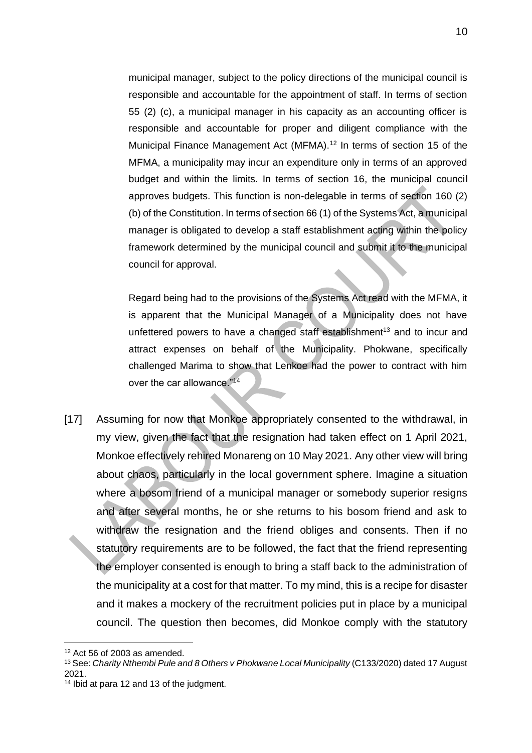municipal manager, subject to the policy directions of the municipal council is responsible and accountable for the appointment of staff. In terms of section 55 (2) (c), a municipal manager in his capacity as an accounting officer is responsible and accountable for proper and diligent compliance with the Municipal Finance Management Act (MFMA).[12] In terms of section 15 of the MFMA, a municipality may incur an expenditure only in terms of an approved budget and within the limits. In terms of section 16, the municipal council approves budgets. This function is non-delegable in terms of section 160 (2) (b) of the Constitution. In terms of section 66 (1) of the Systems Act, a municipal manager is obligated to develop a staff establishment acting within the policy framework determined by the municipal council and submit it to the municipal council for approval.

> Regard being had to the provisions of the Systems Act read with the MFMA, it is apparent that the Municipal Manager of a Municipality does not have unfettered powers to have a changed staff establishment[13] and to incur and attract expenses on behalf of the Municipality. Phokwane, specifically challenged Marima to show that Lenkoe had the power to contract with him over the car allowance."[14]

[17] Assuming for now that Monkoe appropriately consented to the withdrawal, in my view, given the fact that the resignation had taken effect on 1 April 2021, Monkoe effectively rehired Monareng on 10 May 2021. Any other view will bring about chaos, particularly in the local government sphere. Imagine a situation where a bosom friend of a municipal manager or somebody superior resigns and after several months, he or she returns to his bosom friend and ask to withdraw the resignation and the friend obliges and consents. Then if no statutory requirements are to be followed, the fact that the friend representing the employer consented is enough to bring a staff back to the administration of the municipality at a cost for that matter. To my mind, this is a recipe for disaster and it makes a mockery of the recruitment policies put in place by a municipal council. The question then becomes, did Monkoe comply with the statutory

---

[12] Act 56 of 2003 as amended.

[13] See: *Charity Nthembi Pule and 8 Others v Phokwane Local Municipality* (C133/2020) dated 17 August 2021.

[14] Ibid at para 12 and 13 of the judgment.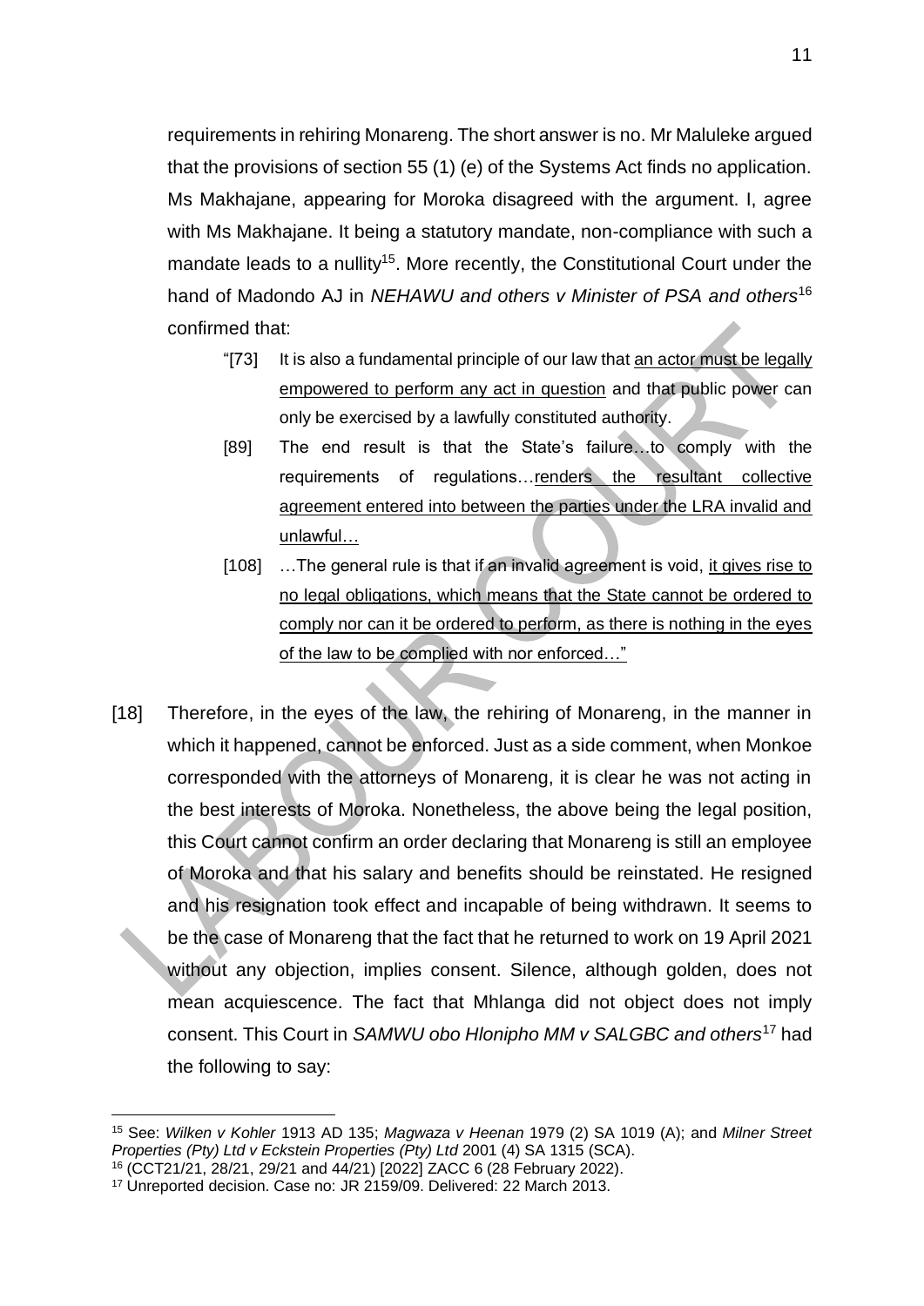requirements in rehiring Monareng. The short answer is no. Mr Maluleke argued that the provisions of section 55 (1) (e) of the Systems Act finds no application. Ms Makhajane, appearing for Moroka disagreed with the argument. I, agree with Ms Makhajane. It being a statutory mandate, non-compliance with such a mandate leads to a nullity[15]. More recently, the Constitutional Court under the hand of Madondo AJ in *NEHAWU and others v Minister of PSA and others*[16] confirmed that:

> "[73] It is also a fundamental principle of our law that <u>an actor must be legally empowered to perform any act in question</u> and that public power can only be exercised by a lawfully constituted authority.
>
> [89] The end result is that the State's failure…to comply with the requirements of regulations…<u>renders the resultant collective agreement entered into between the parties under the LRA invalid and unlawful…</u>
>
> [108] …The general rule is that if an invalid agreement is void, <u>it gives rise to no legal obligations, which means that the State cannot be ordered to comply nor can it be ordered to perform, as there is nothing in the eyes of the law to be complied with nor enforced…"</u>

[18] Therefore, in the eyes of the law, the rehiring of Monareng, in the manner in which it happened, cannot be enforced. Just as a side comment, when Monkoe corresponded with the attorneys of Monareng, it is clear he was not acting in the best interests of Moroka. Nonetheless, the above being the legal position, this Court cannot confirm an order declaring that Monareng is still an employee of Moroka and that his salary and benefits should be reinstated. He resigned and his resignation took effect and incapable of being withdrawn. It seems to be the case of Monareng that the fact that he returned to work on 19 April 2021 without any objection, implies consent. Silence, although golden, does not mean acquiescence. The fact that Mhlanga did not object does not imply consent. This Court in *SAMWU obo Hlonipho MM v SALGBC and others*[17] had the following to say:

---

[15] See: *Wilken v Kohler* 1913 AD 135; *Magwaza v Heenan* 1979 (2) SA 1019 (A); and *Milner Street Properties (Pty) Ltd v Eckstein Properties (Pty) Ltd* 2001 (4) SA 1315 (SCA).

[16] (CCT21/21, 28/21, 29/21 and 44/21) [2022] ZACC 6 (28 February 2022).

[17] Unreported decision. Case no: JR 2159/09. Delivered: 22 March 2013.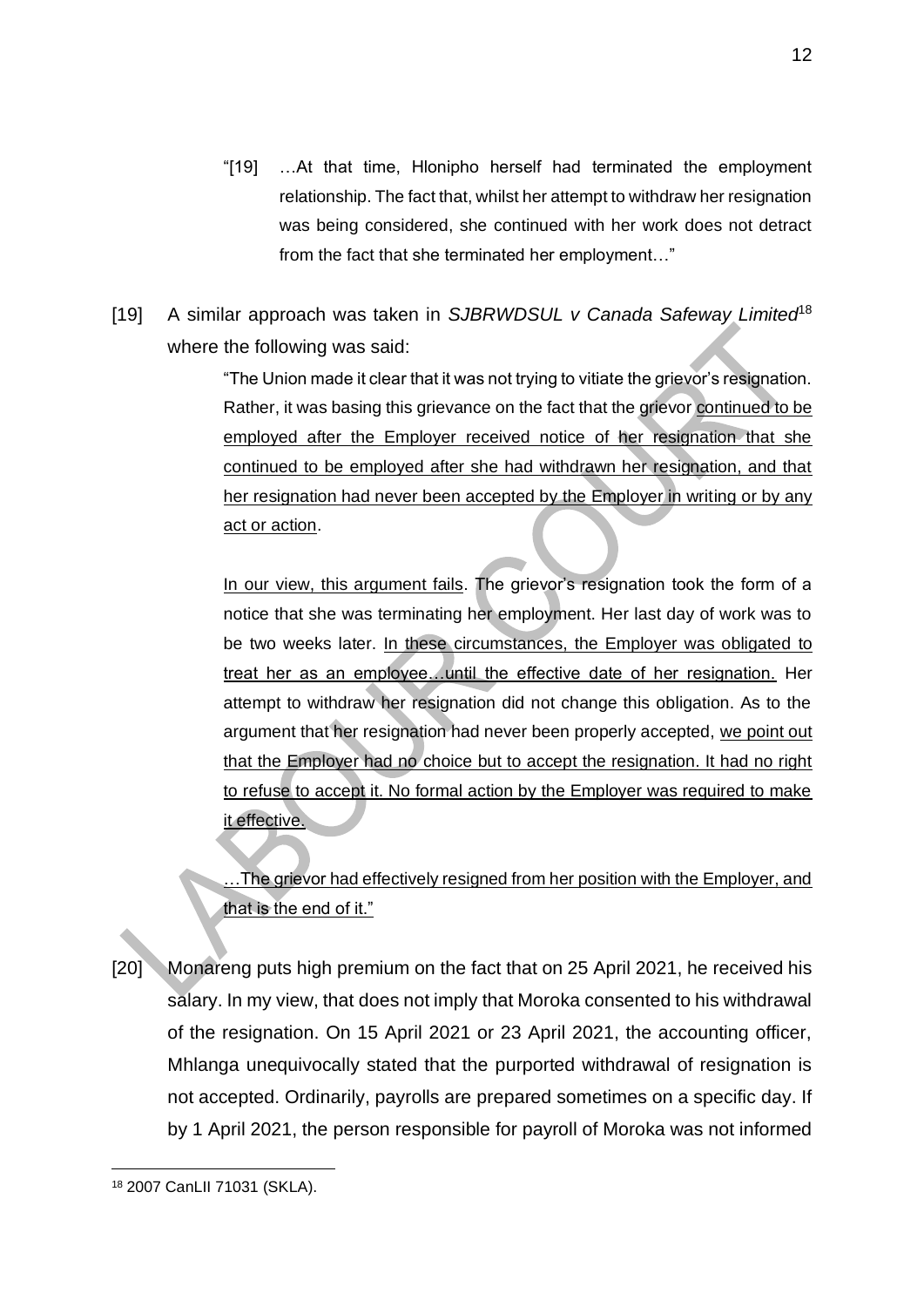> "[19] …At that time, Hlonipho herself had terminated the employment relationship. The fact that, whilst her attempt to withdraw her resignation was being considered, she continued with her work does not detract from the fact that she terminated her employment…"

[19] A similar approach was taken in *SJBRWDSUL v Canada Safeway Limited*[18] where the following was said:

> "The Union made it clear that it was not trying to vitiate the grievor's resignation. Rather, it was basing this grievance on the fact that the grievor <u>continued to be employed after the Employer received notice of her resignation that she continued to be employed after she had withdrawn her resignation, and that her resignation had never been accepted by the Employer in writing or by any act or action</u>.
>
> <u>In our view, this argument fails</u>. The grievor's resignation took the form of a notice that she was terminating her employment. Her last day of work was to be two weeks later. <u>In these circumstances, the Employer was obligated to treat her as an employee…until the effective date of her resignation.</u> Her attempt to withdraw her resignation did not change this obligation. As to the argument that her resignation had never been properly accepted, <u>we point out that the Employer had no choice but to accept the resignation. It had no right to refuse to accept it. No formal action by the Employer was required to make it effective.</u>
>
> <u>…The grievor had effectively resigned from her position with the Employer, and that is the end of it."</u>

[20] Monareng puts high premium on the fact that on 25 April 2021, he received his salary. In my view, that does not imply that Moroka consented to his withdrawal of the resignation. On 15 April 2021 or 23 April 2021, the accounting officer, Mhlanga unequivocally stated that the purported withdrawal of resignation is not accepted. Ordinarily, payrolls are prepared sometimes on a specific day. If by 1 April 2021, the person responsible for payroll of Moroka was not informed

---

[18] 2007 CanLII 71031 (SKLA).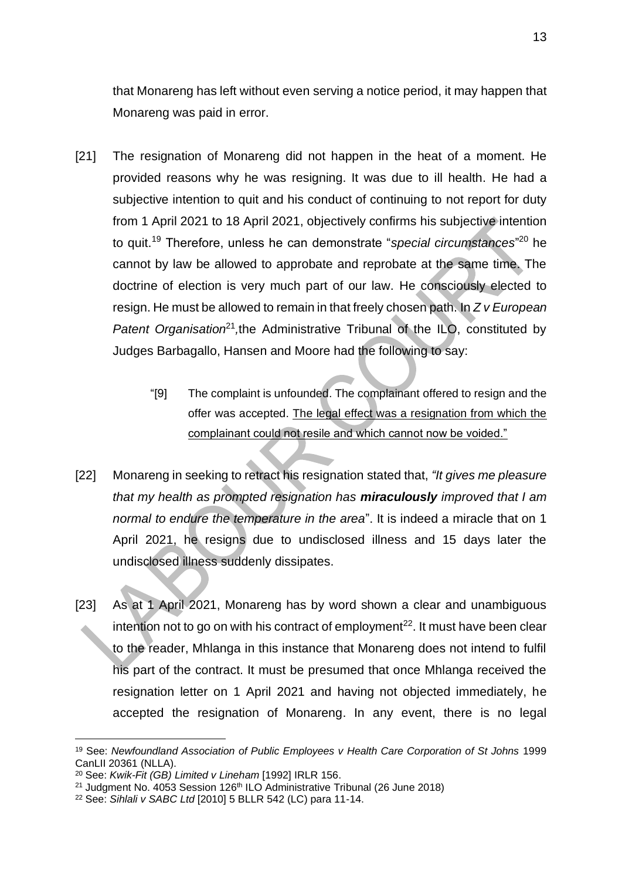that Monareng has left without even serving a notice period, it may happen that Monareng was paid in error.

[21] The resignation of Monareng did not happen in the heat of a moment. He provided reasons why he was resigning. It was due to ill health. He had a subjective intention to quit and his conduct of continuing to not report for duty from 1 April 2021 to 18 April 2021, objectively confirms his subjective intention to quit.[19] Therefore, unless he can demonstrate "*special circumstances*"[20] he cannot by law be allowed to approbate and reprobate at the same time. The doctrine of election is very much part of our law. He consciously elected to resign. He must be allowed to remain in that freely chosen path. In *Z v European Patent Organisation*[21], the Administrative Tribunal of the ILO, constituted by Judges Barbagallo, Hansen and Moore had the following to say:

> "[9] The complaint is unfounded. The complainant offered to resign and the offer was accepted. <u>The legal effect was a resignation from which the complainant could not resile and which cannot now be voided."</u>

[22] Monareng in seeking to retract his resignation stated that, *"It gives me pleasure that my health as prompted resignation has* ***miraculously*** *improved that I am normal to endure the temperature in the area*". It is indeed a miracle that on 1 April 2021, he resigns due to undisclosed illness and 15 days later the undisclosed illness suddenly dissipates.

[23] As at 1 April 2021, Monareng has by word shown a clear and unambiguous intention not to go on with his contract of employment[22]. It must have been clear to the reader, Mhlanga in this instance that Monareng does not intend to fulfil his part of the contract. It must be presumed that once Mhlanga received the resignation letter on 1 April 2021 and having not objected immediately, he accepted the resignation of Monareng. In any event, there is no legal

---

[19] See: *Newfoundland Association of Public Employees v Health Care Corporation of St Johns* 1999 CanLII 20361 (NLLA).

[20] See: *Kwik-Fit (GB) Limited v Lineham* [1992] IRLR 156.

[21] Judgment No. 4053 Session 126th ILO Administrative Tribunal (26 June 2018)

[22] See: *Sihlali v SABC Ltd* [2010] 5 BLLR 542 (LC) para 11-14.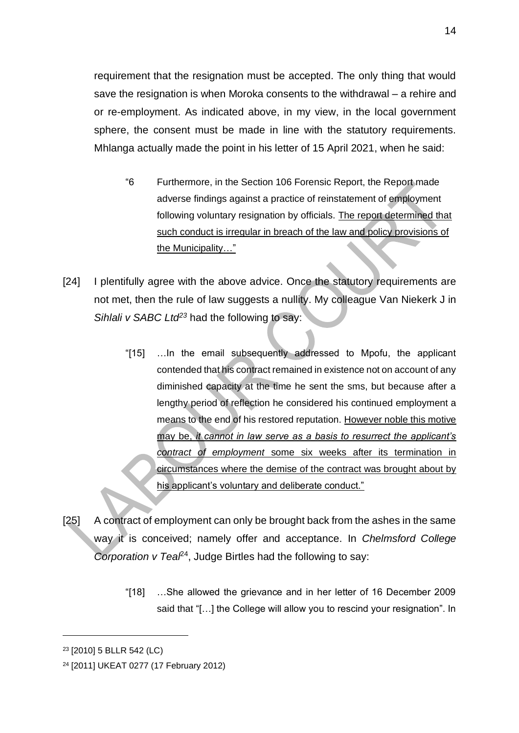requirement that the resignation must be accepted. The only thing that would save the resignation is when Moroka consents to the withdrawal – a rehire and or re-employment. As indicated above, in my view, in the local government sphere, the consent must be made in line with the statutory requirements. Mhlanga actually made the point in his letter of 15 April 2021, when he said:

> "6 Furthermore, in the Section 106 Forensic Report, the Report made adverse findings against a practice of reinstatement of employment following voluntary resignation by officials. <u>The report determined that such conduct is irregular in breach of the law and policy provisions of the Municipality…"</u>

[24] I plentifully agree with the above advice. Once the statutory requirements are not met, then the rule of law suggests a nullity. My colleague Van Niekerk J in *Sihlali v SABC Ltd*[23] had the following to say:

> "[15] …In the email subsequently addressed to Mpofu, the applicant contended that his contract remained in existence not on account of any diminished capacity at the time he sent the sms, but because after a lengthy period of reflection he considered his continued employment a means to the end of his restored reputation. <u>However noble this motive may be, *it cannot in law serve as a basis to resurrect the applicant's contract of employment* some six weeks after its termination in circumstances where the demise of the contract was brought about by his applicant's voluntary and deliberate conduct."</u>

[25] A contract of employment can only be brought back from the ashes in the same way it is conceived; namely offer and acceptance. In *Chelmsford College Corporation v Teal*[24], Judge Birtles had the following to say:

> "[18] …She allowed the grievance and in her letter of 16 December 2009 said that "[…] the College will allow you to rescind your resignation". In

---

[23] [2010] 5 BLLR 542 (LC)

[24] [2011] UKEAT 0277 (17 February 2012)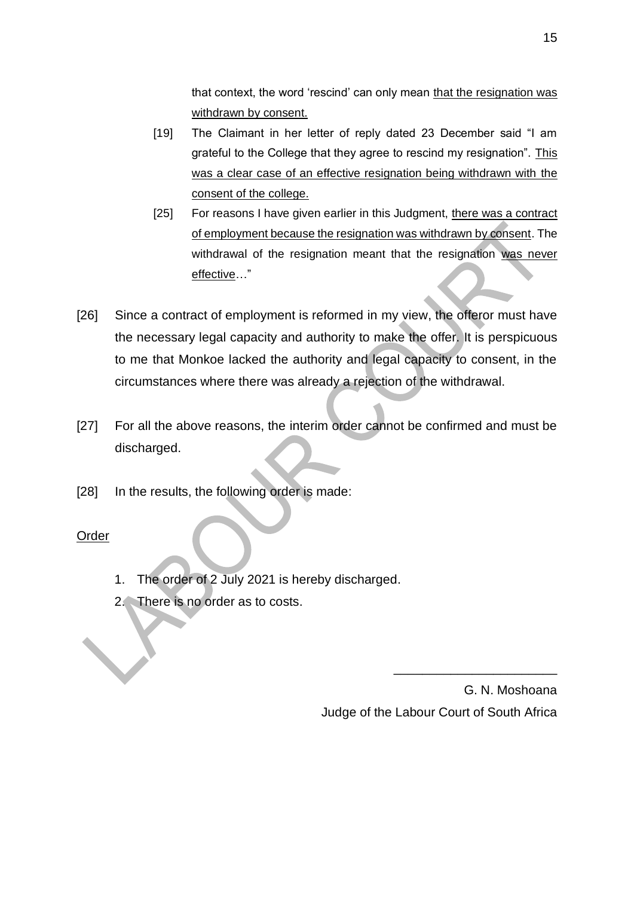that context, the word 'rescind' can only mean <u>that the resignation was withdrawn by consent.</u>

[19] The Claimant in her letter of reply dated 23 December said "I am grateful to the College that they agree to rescind my resignation". <u>This was a clear case of an effective resignation being withdrawn with the consent of the college.</u>

[25] For reasons I have given earlier in this Judgment, <u>there was a contract of employment because the resignation was withdrawn by consent</u>. The withdrawal of the resignation meant that the resignation <u>was never effective</u>…"

[26] Since a contract of employment is reformed in my view, the offeror must have the necessary legal capacity and authority to make the offer. It is perspicuous to me that Monkoe lacked the authority and legal capacity to consent, in the circumstances where there was already a rejection of the withdrawal.

[27] For all the above reasons, the interim order cannot be confirmed and must be discharged.

[28] In the results, the following order is made:

<u>Order</u>

1. The order of 2 July 2021 is hereby discharged.
2. There is no order as to costs.

\_\_\_\_\_\_\_\_\_\_\_\_\_\_\_\_\_\_\_\_\_\_\_

G. N. Moshoana

Judge of the Labour Court of South Africa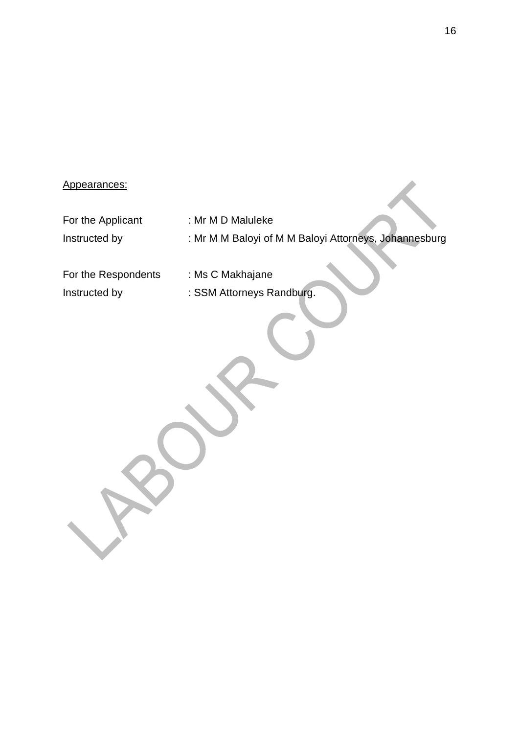Appearances:

| | |
|---|---|
| For the Applicant | : Mr M D Maluleke |
| Instructed by | : Mr M M Baloyi of M M Baloyi Attorneys, Johannesburg |
| | |
| For the Respondents | : Ms C Makhajane |
| Instructed by | : SSM Attorneys Randburg. |